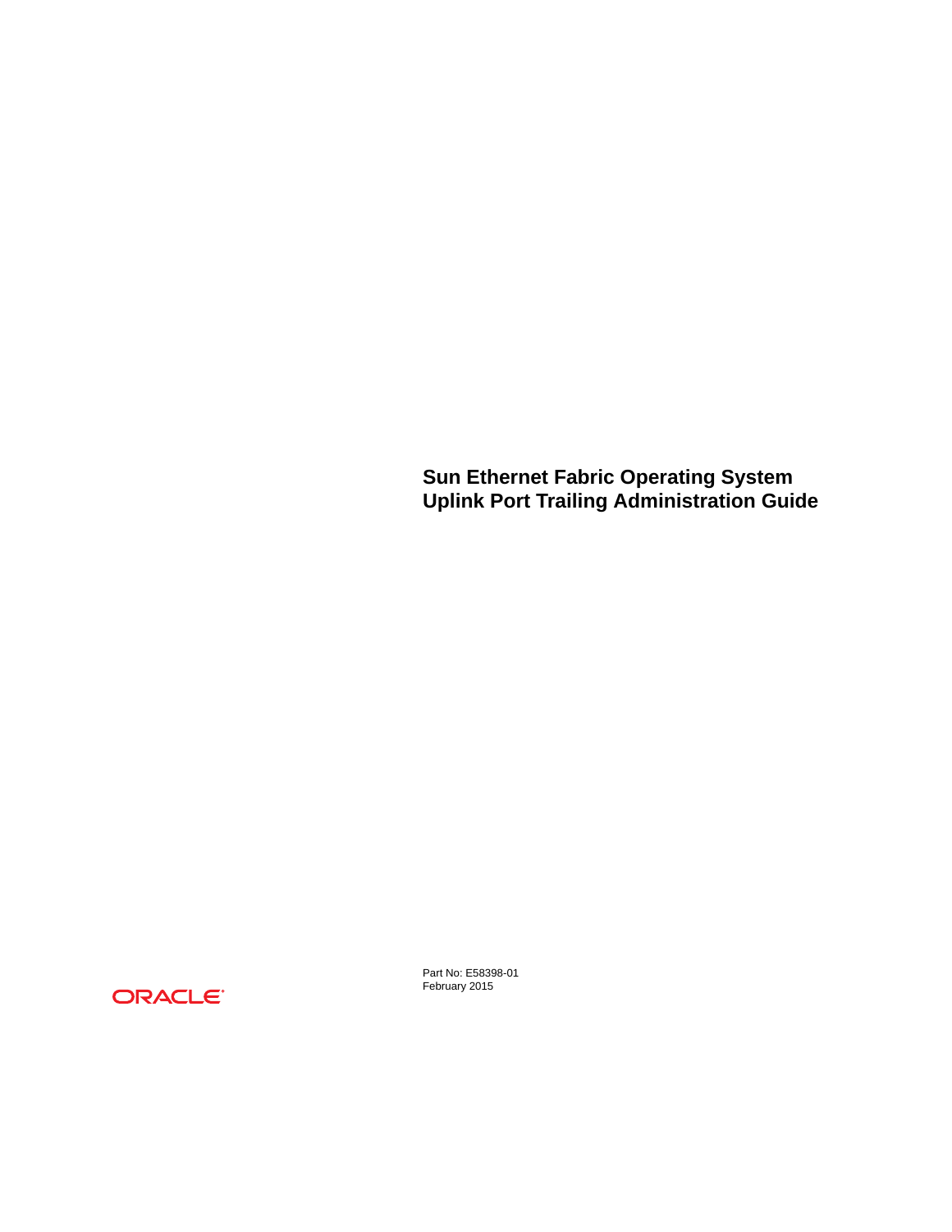# Sun Ethernet Fabric Operating System Uplink Port Trailing Administration Guide

ORACLE

Part No: E58398-01
February 2015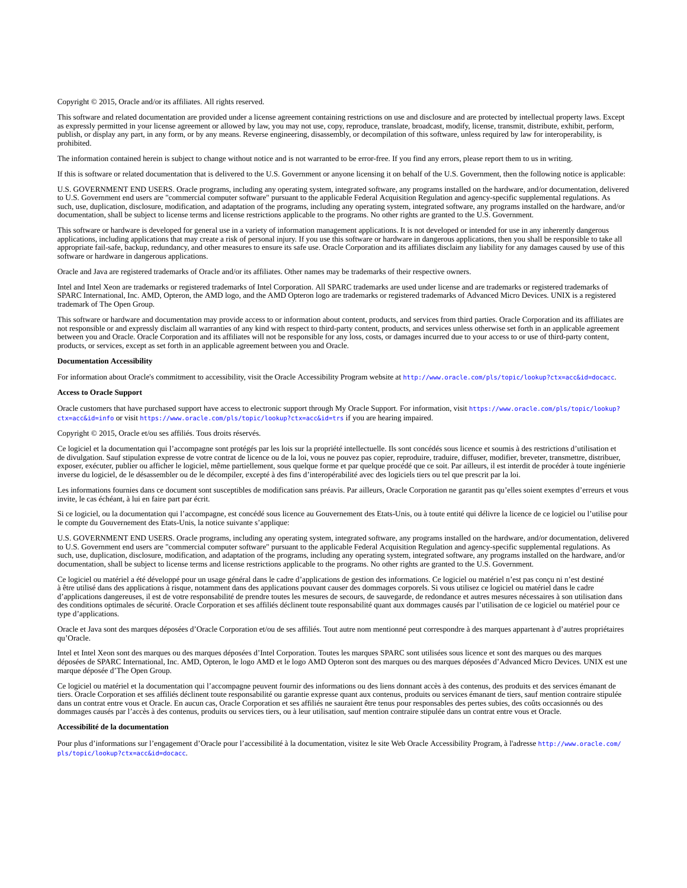Copyright © 2015, Oracle and/or its affiliates. All rights reserved.

This software and related documentation are provided under a license agreement containing restrictions on use and disclosure and are protected by intellectual property laws. Except as expressly permitted in your license agreement or allowed by law, you may not use, copy, reproduce, translate, broadcast, modify, license, transmit, distribute, exhibit, perform, publish, or display any part, in any form, or by any means. Reverse engineering, disassembly, or decompilation of this software, unless required by law for interoperability, is prohibited.

The information contained herein is subject to change without notice and is not warranted to be error-free. If you find any errors, please report them to us in writing.

If this is software or related documentation that is delivered to the U.S. Government or anyone licensing it on behalf of the U.S. Government, then the following notice is applicable:

U.S. GOVERNMENT END USERS. Oracle programs, including any operating system, integrated software, any programs installed on the hardware, and/or documentation, delivered to U.S. Government end users are "commercial computer software" pursuant to the applicable Federal Acquisition Regulation and agency-specific supplemental regulations. As such, use, duplication, disclosure, modification, and adaptation of the programs, including any operating system, integrated software, any programs installed on the hardware, and/or documentation, shall be subject to license terms and license restrictions applicable to the programs. No other rights are granted to the U.S. Government.

This software or hardware is developed for general use in a variety of information management applications. It is not developed or intended for use in any inherently dangerous applications, including applications that may create a risk of personal injury. If you use this software or hardware in dangerous applications, then you shall be responsible to take all appropriate fail-safe, backup, redundancy, and other measures to ensure its safe use. Oracle Corporation and its affiliates disclaim any liability for any damages caused by use of this software or hardware in dangerous applications.

Oracle and Java are registered trademarks of Oracle and/or its affiliates. Other names may be trademarks of their respective owners.

Intel and Intel Xeon are trademarks or registered trademarks of Intel Corporation. All SPARC trademarks are used under license and are trademarks or registered trademarks of SPARC International, Inc. AMD, Opteron, the AMD logo, and the AMD Opteron logo are trademarks or registered trademarks of Advanced Micro Devices. UNIX is a registered trademark of The Open Group.

This software or hardware and documentation may provide access to or information about content, products, and services from third parties. Oracle Corporation and its affiliates are not responsible for and expressly disclaim all warranties of any kind with respect to third-party content, products, and services unless otherwise set forth in an applicable agreement between you and Oracle. Oracle Corporation and its affiliates will not be responsible for any loss, costs, or damages incurred due to your access to or use of third-party content, products, or services, except as set forth in an applicable agreement between you and Oracle.

**Documentation Accessibility**

For information about Oracle's commitment to accessibility, visit the Oracle Accessibility Program website at `http://www.oracle.com/pls/topic/lookup?ctx=acc&id=docacc`.

**Access to Oracle Support**

Oracle customers that have purchased support have access to electronic support through My Oracle Support. For information, visit `https://www.oracle.com/pls/topic/lookup?ctx=acc&id=info` or visit `https://www.oracle.com/pls/topic/lookup?ctx=acc&id=trs` if you are hearing impaired.

Copyright © 2015, Oracle et/ou ses affiliés. Tous droits réservés.

Ce logiciel et la documentation qui l'accompagne sont protégés par les lois sur la propriété intellectuelle. Ils sont concédés sous licence et soumis à des restrictions d'utilisation et de divulgation. Sauf stipulation expresse de votre contrat de licence ou de la loi, vous ne pouvez pas copier, reproduire, traduire, diffuser, modifier, breveter, transmettre, distribuer, exposer, exécuter, publier ou afficher le logiciel, même partiellement, sous quelque forme et par quelque procédé que ce soit. Par ailleurs, il est interdit de procéder à toute ingénierie inverse du logiciel, de le désassembler ou de le décompiler, excepté à des fins d'interopérabilité avec des logiciels tiers ou tel que prescrit par la loi.

Les informations fournies dans ce document sont susceptibles de modification sans préavis. Par ailleurs, Oracle Corporation ne garantit pas qu'elles soient exemptes d'erreurs et vous invite, le cas échéant, à lui en faire part par écrit.

Si ce logiciel, ou la documentation qui l'accompagne, est concédé sous licence au Gouvernement des Etats-Unis, ou à toute entité qui délivre la licence de ce logiciel ou l'utilise pour le compte du Gouvernement des Etats-Unis, la notice suivante s'applique:

U.S. GOVERNMENT END USERS. Oracle programs, including any operating system, integrated software, any programs installed on the hardware, and/or documentation, delivered to U.S. Government end users are "commercial computer software" pursuant to the applicable Federal Acquisition Regulation and agency-specific supplemental regulations. As such, use, duplication, disclosure, modification, and adaptation of the programs, including any operating system, integrated software, any programs installed on the hardware, and/or documentation, shall be subject to license terms and license restrictions applicable to the programs. No other rights are granted to the U.S. Government.

Ce logiciel ou matériel a été développé pour un usage général dans le cadre d'applications de gestion des informations. Ce logiciel ou matériel n'est pas conçu ni n'est destiné à être utilisé dans des applications à risque, notamment dans des applications pouvant causer des dommages corporels. Si vous utilisez ce logiciel ou matériel dans le cadre d'applications dangereuses, il est de votre responsabilité de prendre toutes les mesures de secours, de sauvegarde, de redondance et autres mesures nécessaires à son utilisation dans des conditions optimales de sécurité. Oracle Corporation et ses affiliés déclinent toute responsabilité quant aux dommages causés par l'utilisation de ce logiciel ou matériel pour ce type d'applications.

Oracle et Java sont des marques déposées d'Oracle Corporation et/ou de ses affiliés. Tout autre nom mentionné peut correspondre à des marques appartenant à d'autres propriétaires qu'Oracle.

Intel et Intel Xeon sont des marques ou des marques déposées d'Intel Corporation. Toutes les marques SPARC sont utilisées sous licence et sont des marques ou des marques déposées de SPARC International, Inc. AMD, Opteron, le logo AMD et le logo AMD Opteron sont des marques ou des marques déposées d'Advanced Micro Devices. UNIX est une marque déposée d'The Open Group.

Ce logiciel ou matériel et la documentation qui l'accompagne peuvent fournir des informations ou des liens donnant accès à des contenus, des produits et des services émanant de tiers. Oracle Corporation et ses affiliés déclinent toute responsabilité ou garantie expresse quant aux contenus, produits ou services émanant de tiers, sauf mention contraire stipulée dans un contrat entre vous et Oracle. En aucun cas, Oracle Corporation et ses affiliés ne sauraient être tenus pour responsables des pertes subies, des coûts occasionnés ou des dommages causés par l'accès à des contenus, produits ou services tiers, ou à leur utilisation, sauf mention contraire stipulée dans un contrat entre vous et Oracle.

**Accessibilité de la documentation**

Pour plus d'informations sur l'engagement d'Oracle pour l'accessibilité à la documentation, visitez le site Web Oracle Accessibility Program, à l'adresse `http://www.oracle.com/pls/topic/lookup?ctx=acc&id=docacc`.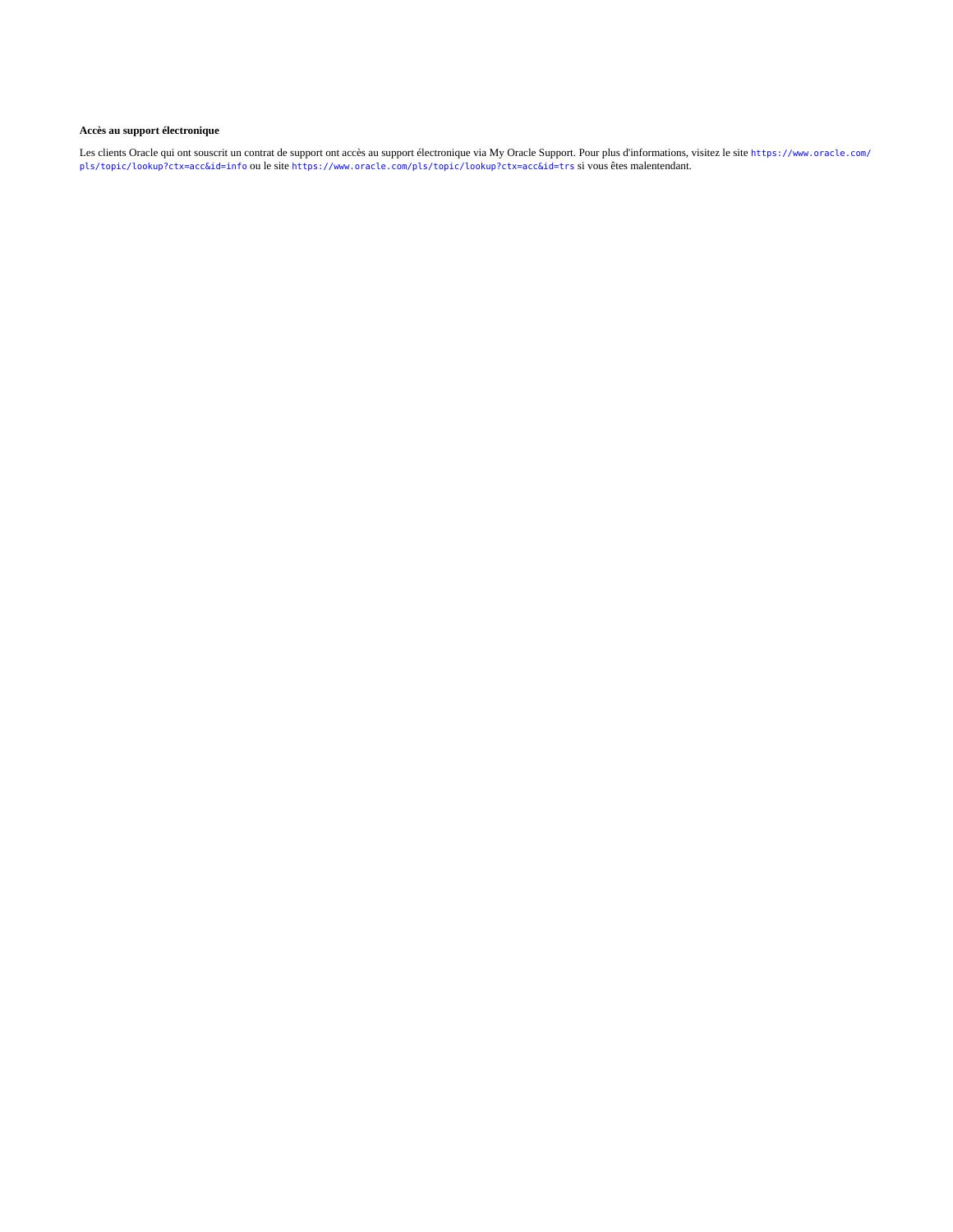**Accès au support électronique**

Les clients Oracle qui ont souscrit un contrat de support ont accès au support électronique via My Oracle Support. Pour plus d'informations, visitez le site `https://www.oracle.com/pls/topic/lookup?ctx=acc&id=info` ou le site `https://www.oracle.com/pls/topic/lookup?ctx=acc&id=trs` si vous êtes malentendant.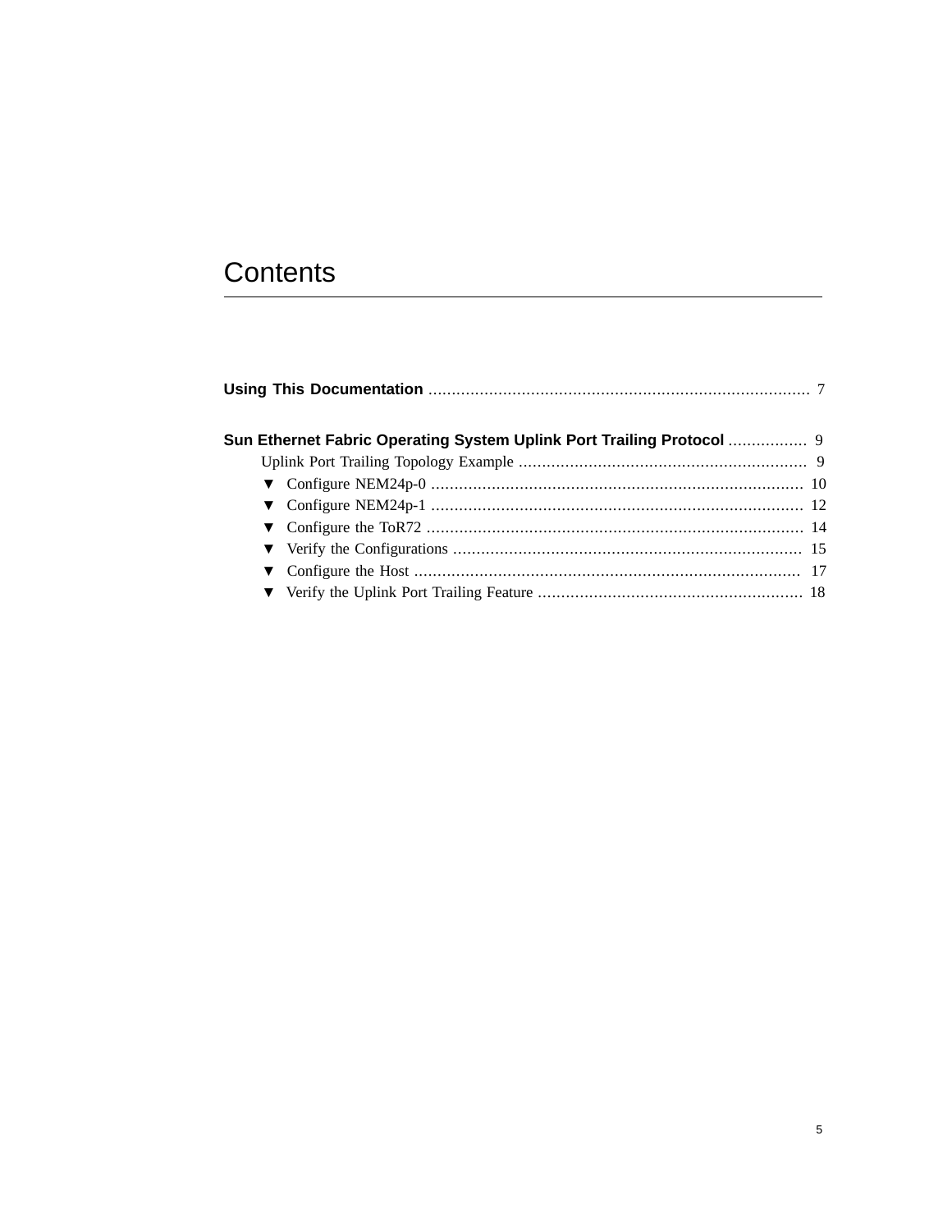# Contents

**Using This Documentation** .................................................................................. 7

**Sun Ethernet Fabric Operating System Uplink Port Trailing Protocol** ................. 9

Uplink Port Trailing Topology Example ............................................................. 9

- ▼ Configure NEM24p-0 ................................................................................ 10
- ▼ Configure NEM24p-1 ................................................................................ 12
- ▼ Configure the ToR72 ................................................................................. 14
- ▼ Verify the Configurations ........................................................................... 15
- ▼ Configure the Host ................................................................................... 17
- ▼ Verify the Uplink Port Trailing Feature ......................................................... 18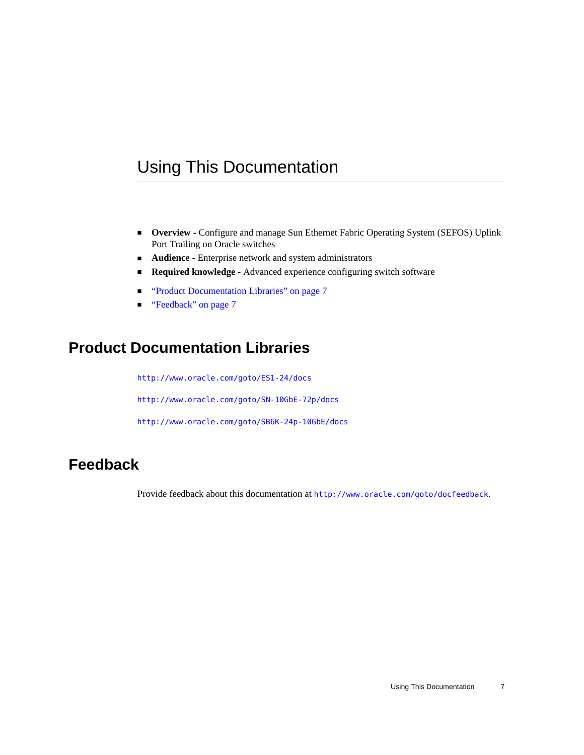# Using This Documentation

- **Overview -** Configure and manage Sun Ethernet Fabric Operating System (SEFOS) Uplink Port Trailing on Oracle switches
- **Audience -** Enterprise network and system administrators
- **Required knowledge -** Advanced experience configuring switch software

- "Product Documentation Libraries" on page 7
- "Feedback" on page 7

## Product Documentation Libraries

`http://www.oracle.com/goto/ES1-24/docs`

`http://www.oracle.com/goto/SN-10GbE-72p/docs`

`http://www.oracle.com/goto/SB6K-24p-10GbE/docs`

## Feedback

Provide feedback about this documentation at `http://www.oracle.com/goto/docfeedback`.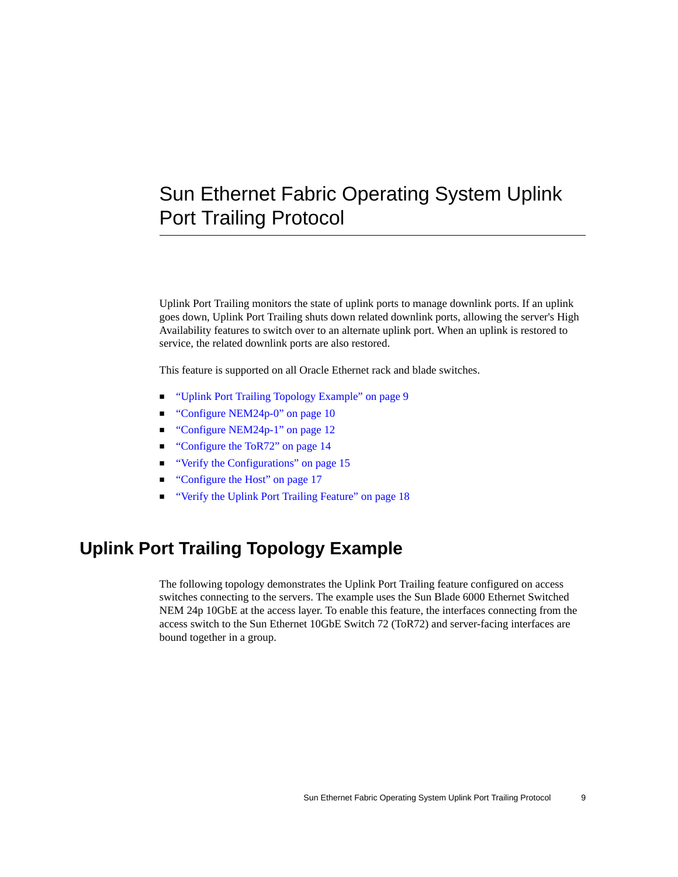# Sun Ethernet Fabric Operating System Uplink Port Trailing Protocol

Uplink Port Trailing monitors the state of uplink ports to manage downlink ports. If an uplink goes down, Uplink Port Trailing shuts down related downlink ports, allowing the server's High Availability features to switch over to an alternate uplink port. When an uplink is restored to service, the related downlink ports are also restored.

This feature is supported on all Oracle Ethernet rack and blade switches.

- "Uplink Port Trailing Topology Example" on page 9
- "Configure NEM24p-0" on page 10
- "Configure NEM24p-1" on page 12
- "Configure the ToR72" on page 14
- "Verify the Configurations" on page 15
- "Configure the Host" on page 17
- "Verify the Uplink Port Trailing Feature" on page 18

## Uplink Port Trailing Topology Example

The following topology demonstrates the Uplink Port Trailing feature configured on access switches connecting to the servers. The example uses the Sun Blade 6000 Ethernet Switched NEM 24p 10GbE at the access layer. To enable this feature, the interfaces connecting from the access switch to the Sun Ethernet 10GbE Switch 72 (ToR72) and server-facing interfaces are bound together in a group.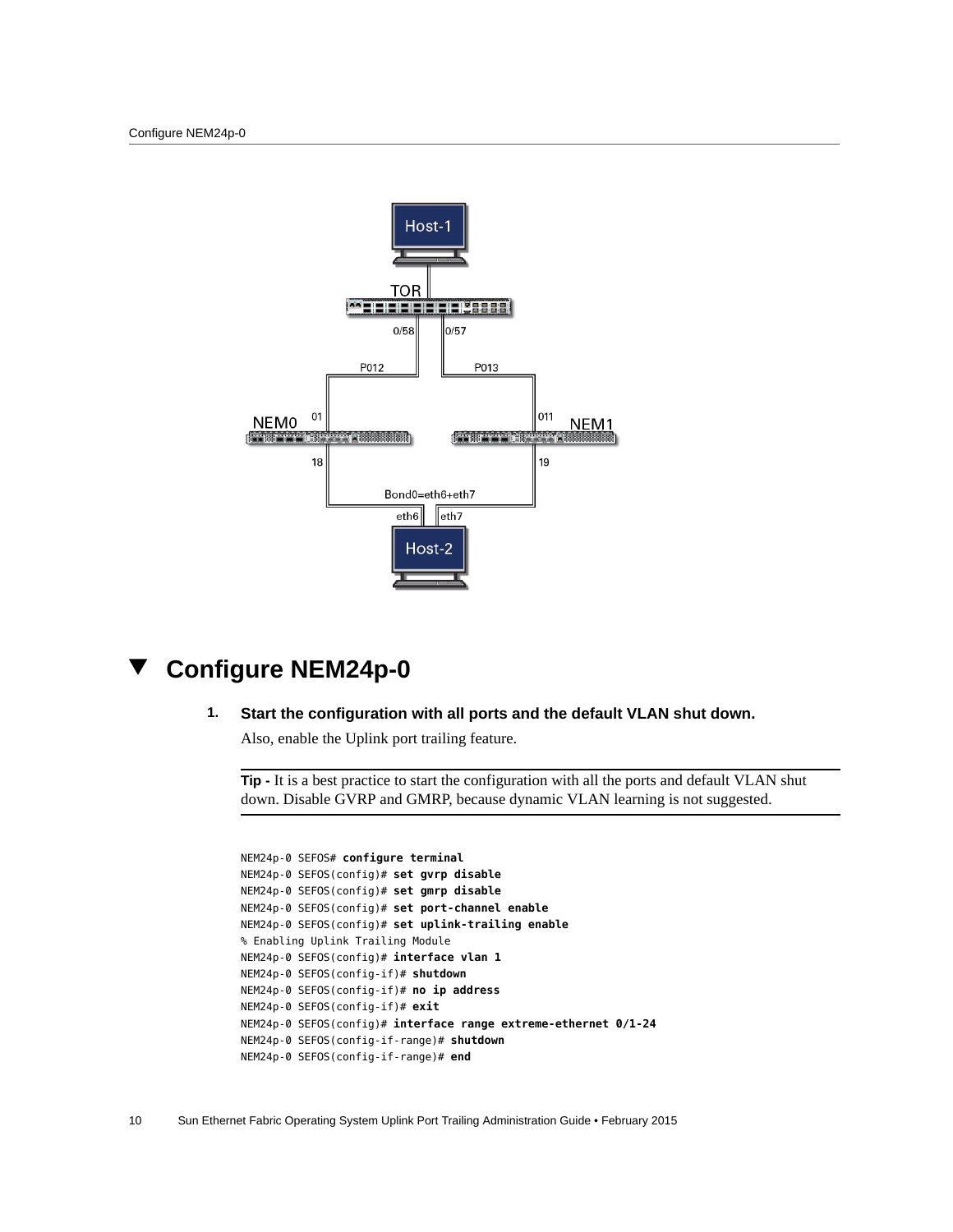## Configure NEM24p-0

1. **Start the configuration with all ports and the default VLAN shut down.**

   Also, enable the Uplink port trailing feature.

   ---

   **Tip -** It is a best practice to start the configuration with all the ports and default VLAN shut down. Disable GVRP and GMRP, because dynamic VLAN learning is not suggested.

   ---

```
NEM24p-0 SEFOS# configure terminal
NEM24p-0 SEFOS(config)# set gvrp disable
NEM24p-0 SEFOS(config)# set gmrp disable
NEM24p-0 SEFOS(config)# set port-channel enable
NEM24p-0 SEFOS(config)# set uplink-trailing enable
% Enabling Uplink Trailing Module
NEM24p-0 SEFOS(config)# interface vlan 1
NEM24p-0 SEFOS(config-if)# shutdown
NEM24p-0 SEFOS(config-if)# no ip address
NEM24p-0 SEFOS(config-if)# exit
NEM24p-0 SEFOS(config)# interface range extreme-ethernet 0/1-24
NEM24p-0 SEFOS(config-if-range)# shutdown
NEM24p-0 SEFOS(config-if-range)# end
```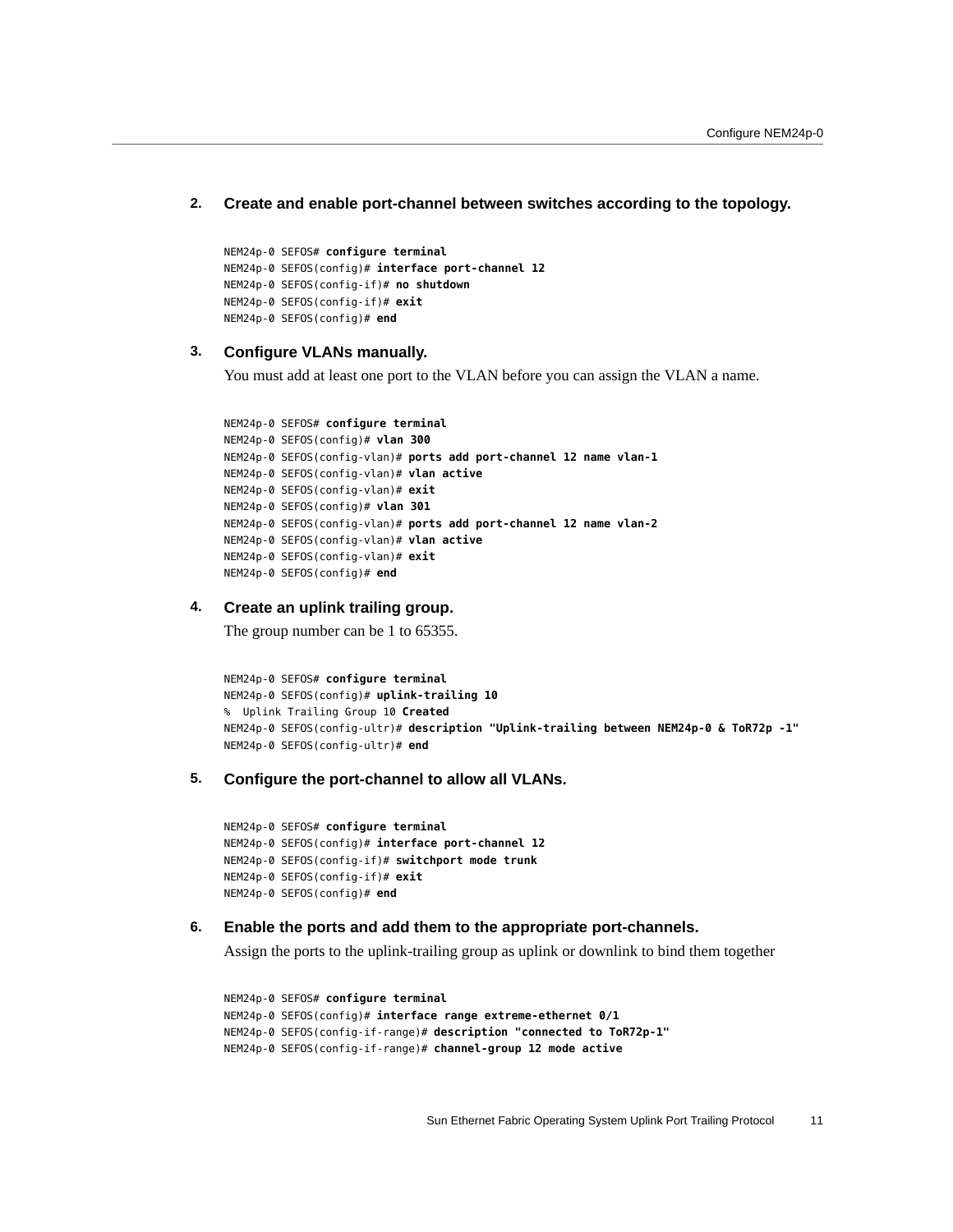2. **Create and enable port-channel between switches according to the topology.**

```
NEM24p-0 SEFOS# configure terminal
NEM24p-0 SEFOS(config)# interface port-channel 12
NEM24p-0 SEFOS(config-if)# no shutdown
NEM24p-0 SEFOS(config-if)# exit
NEM24p-0 SEFOS(config)# end
```

3. **Configure VLANs manually.**

   You must add at least one port to the VLAN before you can assign the VLAN a name.

```
NEM24p-0 SEFOS# configure terminal
NEM24p-0 SEFOS(config)# vlan 300
NEM24p-0 SEFOS(config-vlan)# ports add port-channel 12 name vlan-1
NEM24p-0 SEFOS(config-vlan)# vlan active
NEM24p-0 SEFOS(config-vlan)# exit
NEM24p-0 SEFOS(config)# vlan 301
NEM24p-0 SEFOS(config-vlan)# ports add port-channel 12 name vlan-2
NEM24p-0 SEFOS(config-vlan)# vlan active
NEM24p-0 SEFOS(config-vlan)# exit
NEM24p-0 SEFOS(config)# end
```

4. **Create an uplink trailing group.**

   The group number can be 1 to 65355.

```
NEM24p-0 SEFOS# configure terminal
NEM24p-0 SEFOS(config)# uplink-trailing 10
%  Uplink Trailing Group 10 Created
NEM24p-0 SEFOS(config-ultr)# description "Uplink-trailing between NEM24p-0 & ToR72p -1"
NEM24p-0 SEFOS(config-ultr)# end
```

5. **Configure the port-channel to allow all VLANs.**

```
NEM24p-0 SEFOS# configure terminal
NEM24p-0 SEFOS(config)# interface port-channel 12
NEM24p-0 SEFOS(config-if)# switchport mode trunk
NEM24p-0 SEFOS(config-if)# exit
NEM24p-0 SEFOS(config)# end
```

6. **Enable the ports and add them to the appropriate port-channels.**

   Assign the ports to the uplink-trailing group as uplink or downlink to bind them together

```
NEM24p-0 SEFOS# configure terminal
NEM24p-0 SEFOS(config)# interface range extreme-ethernet 0/1
NEM24p-0 SEFOS(config-if-range)# description "connected to ToR72p-1"
NEM24p-0 SEFOS(config-if-range)# channel-group 12 mode active
```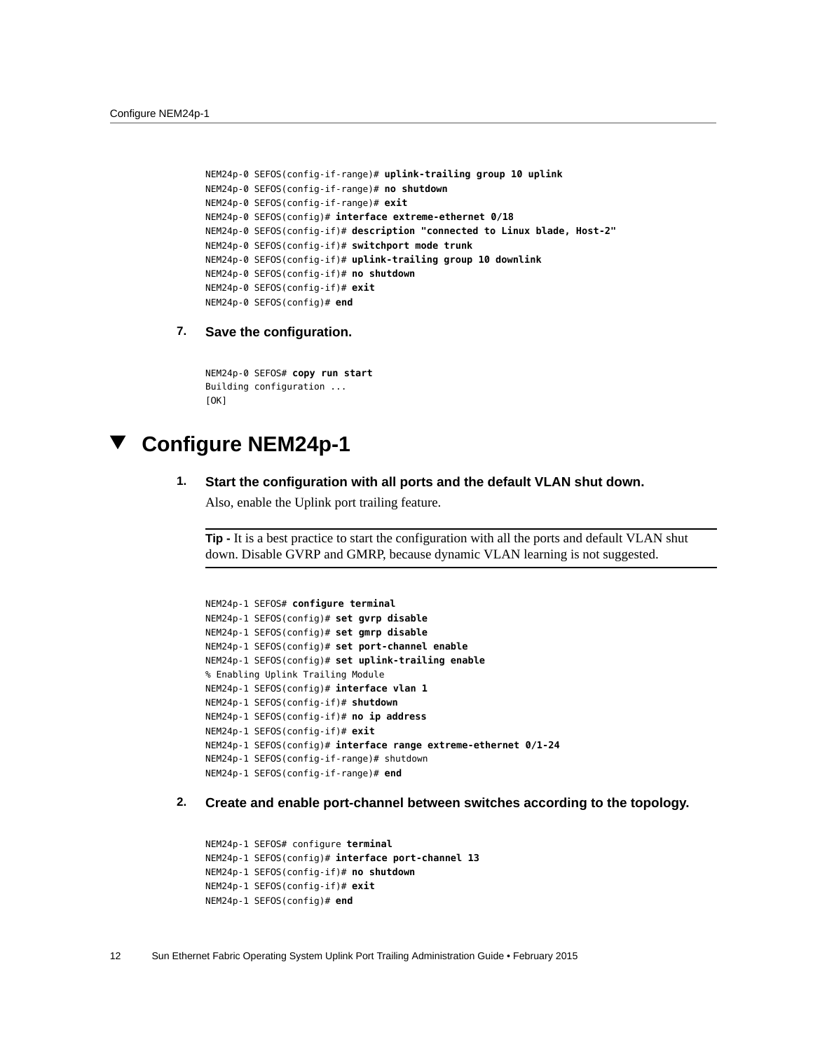```
NEM24p-0 SEFOS(config-if-range)# uplink-trailing group 10 uplink
NEM24p-0 SEFOS(config-if-range)# no shutdown
NEM24p-0 SEFOS(config-if-range)# exit
NEM24p-0 SEFOS(config)# interface extreme-ethernet 0/18
NEM24p-0 SEFOS(config-if)# description "connected to Linux blade, Host-2"
NEM24p-0 SEFOS(config-if)# switchport mode trunk
NEM24p-0 SEFOS(config-if)# uplink-trailing group 10 downlink
NEM24p-0 SEFOS(config-if)# no shutdown
NEM24p-0 SEFOS(config-if)# exit
NEM24p-0 SEFOS(config)# end
```

7. **Save the configuration.**

```
NEM24p-0 SEFOS# copy run start
Building configuration ...
[OK]
```

# ▼ Configure NEM24p-1

1. **Start the configuration with all ports and the default VLAN shut down.**

   Also, enable the Uplink port trailing feature.

   **Tip -** It is a best practice to start the configuration with all the ports and default VLAN shut down. Disable GVRP and GMRP, because dynamic VLAN learning is not suggested.

```
NEM24p-1 SEFOS# configure terminal
NEM24p-1 SEFOS(config)# set gvrp disable
NEM24p-1 SEFOS(config)# set gmrp disable
NEM24p-1 SEFOS(config)# set port-channel enable
NEM24p-1 SEFOS(config)# set uplink-trailing enable
% Enabling Uplink Trailing Module
NEM24p-1 SEFOS(config)# interface vlan 1
NEM24p-1 SEFOS(config-if)# shutdown
NEM24p-1 SEFOS(config-if)# no ip address
NEM24p-1 SEFOS(config-if)# exit
NEM24p-1 SEFOS(config)# interface range extreme-ethernet 0/1-24
NEM24p-1 SEFOS(config-if-range)# shutdown
NEM24p-1 SEFOS(config-if-range)# end
```

2. **Create and enable port-channel between switches according to the topology.**

```
NEM24p-1 SEFOS# configure terminal
NEM24p-1 SEFOS(config)# interface port-channel 13
NEM24p-1 SEFOS(config-if)# no shutdown
NEM24p-1 SEFOS(config-if)# exit
NEM24p-1 SEFOS(config)# end
```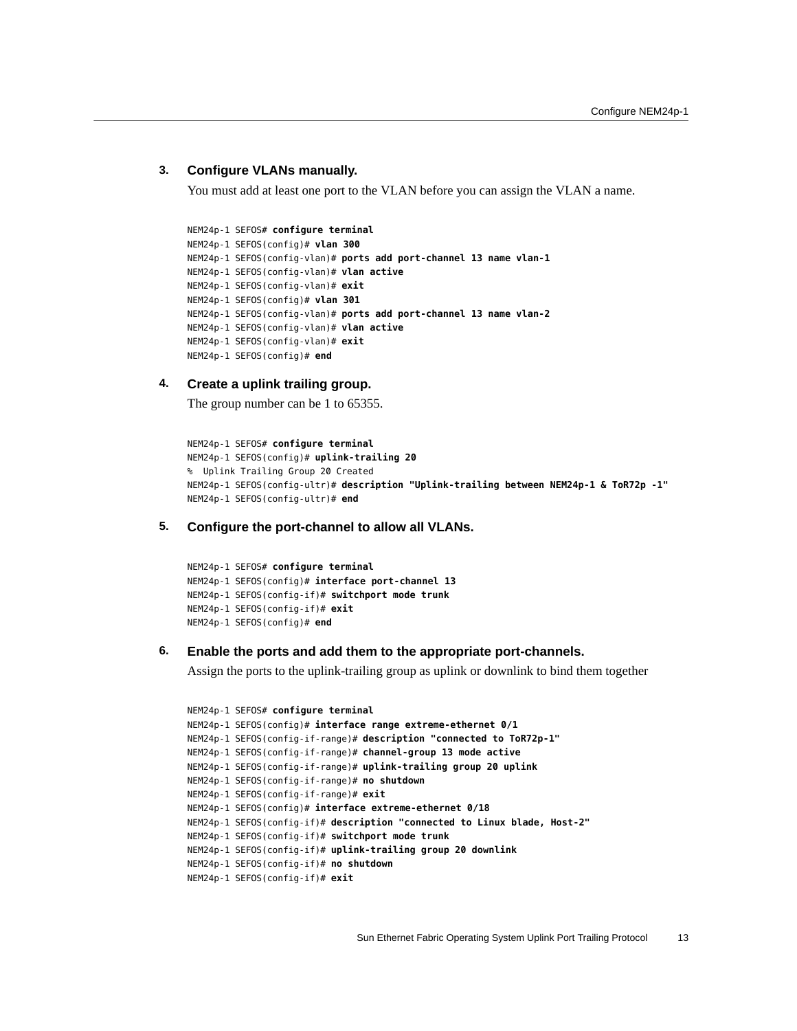3. **Configure VLANs manually.**

   You must add at least one port to the VLAN before you can assign the VLAN a name.

```
NEM24p-1 SEFOS# configure terminal
NEM24p-1 SEFOS(config)# vlan 300
NEM24p-1 SEFOS(config-vlan)# ports add port-channel 13 name vlan-1
NEM24p-1 SEFOS(config-vlan)# vlan active
NEM24p-1 SEFOS(config-vlan)# exit
NEM24p-1 SEFOS(config)# vlan 301
NEM24p-1 SEFOS(config-vlan)# ports add port-channel 13 name vlan-2
NEM24p-1 SEFOS(config-vlan)# vlan active
NEM24p-1 SEFOS(config-vlan)# exit
NEM24p-1 SEFOS(config)# end
```

4. **Create a uplink trailing group.**

   The group number can be 1 to 65355.

```
NEM24p-1 SEFOS# configure terminal
NEM24p-1 SEFOS(config)# uplink-trailing 20
%  Uplink Trailing Group 20 Created
NEM24p-1 SEFOS(config-ultr)# description "Uplink-trailing between NEM24p-1 & ToR72p -1"
NEM24p-1 SEFOS(config-ultr)# end
```

5. **Configure the port-channel to allow all VLANs.**

```
NEM24p-1 SEFOS# configure terminal
NEM24p-1 SEFOS(config)# interface port-channel 13
NEM24p-1 SEFOS(config-if)# switchport mode trunk
NEM24p-1 SEFOS(config-if)# exit
NEM24p-1 SEFOS(config)# end
```

6. **Enable the ports and add them to the appropriate port-channels.**

   Assign the ports to the uplink-trailing group as uplink or downlink to bind them together

```
NEM24p-1 SEFOS# configure terminal
NEM24p-1 SEFOS(config)# interface range extreme-ethernet 0/1
NEM24p-1 SEFOS(config-if-range)# description "connected to ToR72p-1"
NEM24p-1 SEFOS(config-if-range)# channel-group 13 mode active
NEM24p-1 SEFOS(config-if-range)# uplink-trailing group 20 uplink
NEM24p-1 SEFOS(config-if-range)# no shutdown
NEM24p-1 SEFOS(config-if-range)# exit
NEM24p-1 SEFOS(config)# interface extreme-ethernet 0/18
NEM24p-1 SEFOS(config-if)# description "connected to Linux blade, Host-2"
NEM24p-1 SEFOS(config-if)# switchport mode trunk
NEM24p-1 SEFOS(config-if)# uplink-trailing group 20 downlink
NEM24p-1 SEFOS(config-if)# no shutdown
NEM24p-1 SEFOS(config-if)# exit
```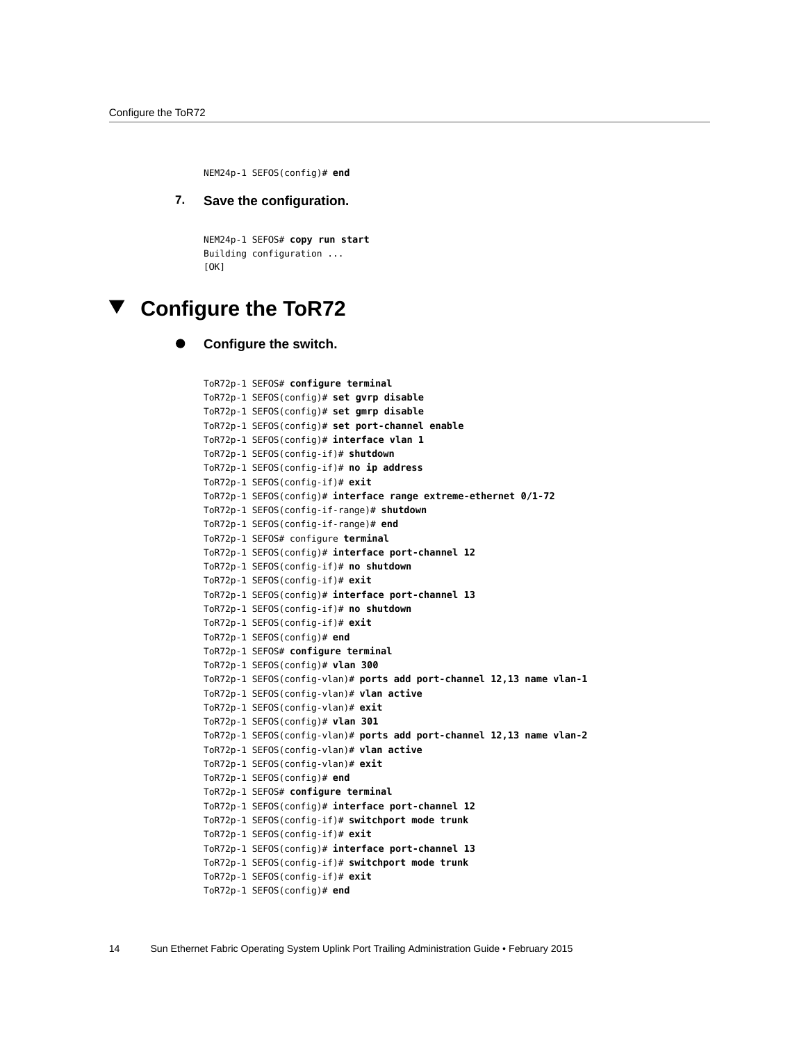```
NEM24p-1 SEFOS(config)# end
```

7. **Save the configuration.**

```
NEM24p-1 SEFOS# copy run start
Building configuration ...
[OK]
```

## Configure the ToR72

- **Configure the switch.**

```
ToR72p-1 SEFOS# configure terminal
ToR72p-1 SEFOS(config)# set gvrp disable
ToR72p-1 SEFOS(config)# set gmrp disable
ToR72p-1 SEFOS(config)# set port-channel enable
ToR72p-1 SEFOS(config)# interface vlan 1
ToR72p-1 SEFOS(config-if)# shutdown
ToR72p-1 SEFOS(config-if)# no ip address
ToR72p-1 SEFOS(config-if)# exit
ToR72p-1 SEFOS(config)# interface range extreme-ethernet 0/1-72
ToR72p-1 SEFOS(config-if-range)# shutdown
ToR72p-1 SEFOS(config-if-range)# end
ToR72p-1 SEFOS# configure terminal
ToR72p-1 SEFOS(config)# interface port-channel 12
ToR72p-1 SEFOS(config-if)# no shutdown
ToR72p-1 SEFOS(config-if)# exit
ToR72p-1 SEFOS(config)# interface port-channel 13
ToR72p-1 SEFOS(config-if)# no shutdown
ToR72p-1 SEFOS(config-if)# exit
ToR72p-1 SEFOS(config)# end
ToR72p-1 SEFOS# configure terminal
ToR72p-1 SEFOS(config)# vlan 300
ToR72p-1 SEFOS(config-vlan)# ports add port-channel 12,13 name vlan-1
ToR72p-1 SEFOS(config-vlan)# vlan active
ToR72p-1 SEFOS(config-vlan)# exit
ToR72p-1 SEFOS(config)# vlan 301
ToR72p-1 SEFOS(config-vlan)# ports add port-channel 12,13 name vlan-2
ToR72p-1 SEFOS(config-vlan)# vlan active
ToR72p-1 SEFOS(config-vlan)# exit
ToR72p-1 SEFOS(config)# end
ToR72p-1 SEFOS# configure terminal
ToR72p-1 SEFOS(config)# interface port-channel 12
ToR72p-1 SEFOS(config-if)# switchport mode trunk
ToR72p-1 SEFOS(config-if)# exit
ToR72p-1 SEFOS(config)# interface port-channel 13
ToR72p-1 SEFOS(config-if)# switchport mode trunk
ToR72p-1 SEFOS(config-if)# exit
ToR72p-1 SEFOS(config)# end
```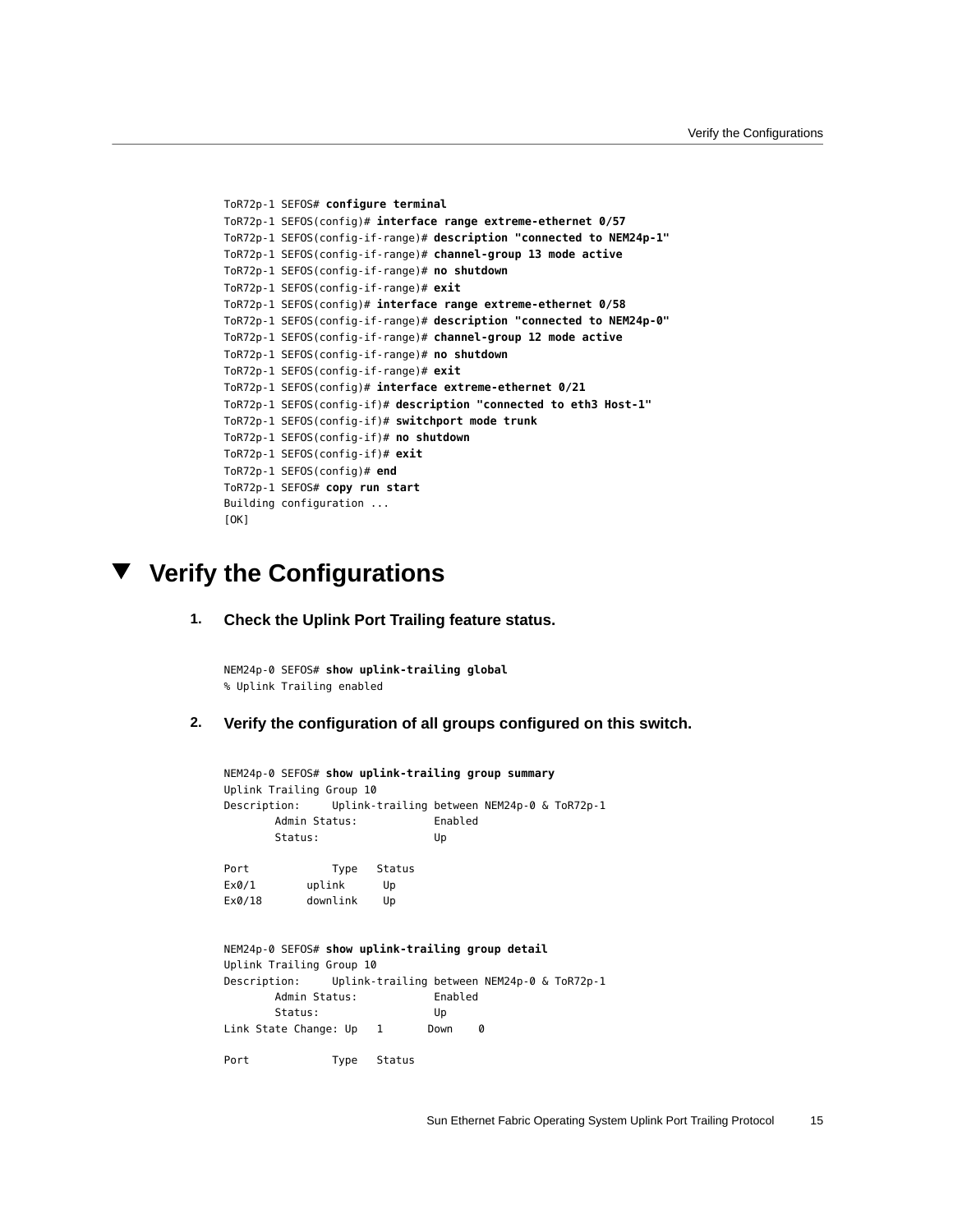```
ToR72p-1 SEFOS# configure terminal
ToR72p-1 SEFOS(config)# interface range extreme-ethernet 0/57
ToR72p-1 SEFOS(config-if-range)# description "connected to NEM24p-1"
ToR72p-1 SEFOS(config-if-range)# channel-group 13 mode active
ToR72p-1 SEFOS(config-if-range)# no shutdown
ToR72p-1 SEFOS(config-if-range)# exit
ToR72p-1 SEFOS(config)# interface range extreme-ethernet 0/58
ToR72p-1 SEFOS(config-if-range)# description "connected to NEM24p-0"
ToR72p-1 SEFOS(config-if-range)# channel-group 12 mode active
ToR72p-1 SEFOS(config-if-range)# no shutdown
ToR72p-1 SEFOS(config-if-range)# exit
ToR72p-1 SEFOS(config)# interface extreme-ethernet 0/21
ToR72p-1 SEFOS(config-if)# description "connected to eth3 Host-1"
ToR72p-1 SEFOS(config-if)# switchport mode trunk
ToR72p-1 SEFOS(config-if)# no shutdown
ToR72p-1 SEFOS(config-if)# exit
ToR72p-1 SEFOS(config)# end
ToR72p-1 SEFOS# copy run start
Building configuration ...
[OK]
```

# Verify the Configurations

1. **Check the Uplink Port Trailing feature status.**

```
NEM24p-0 SEFOS# show uplink-trailing global
% Uplink Trailing enabled
```

2. **Verify the configuration of all groups configured on this switch.**

```
NEM24p-0 SEFOS# show uplink-trailing group summary
Uplink Trailing Group 10
Description:     Uplink-trailing between NEM24p-0 & ToR72p-1
        Admin Status:            Enabled
        Status:                  Up

Port            Type   Status
Ex0/1        uplink      Up
Ex0/18       downlink    Up


NEM24p-0 SEFOS# show uplink-trailing group detail
Uplink Trailing Group 10
Description:     Uplink-trailing between NEM24p-0 & ToR72p-1
        Admin Status:            Enabled
        Status:                  Up
Link State Change: Up   1       Down    0

Port            Type   Status
```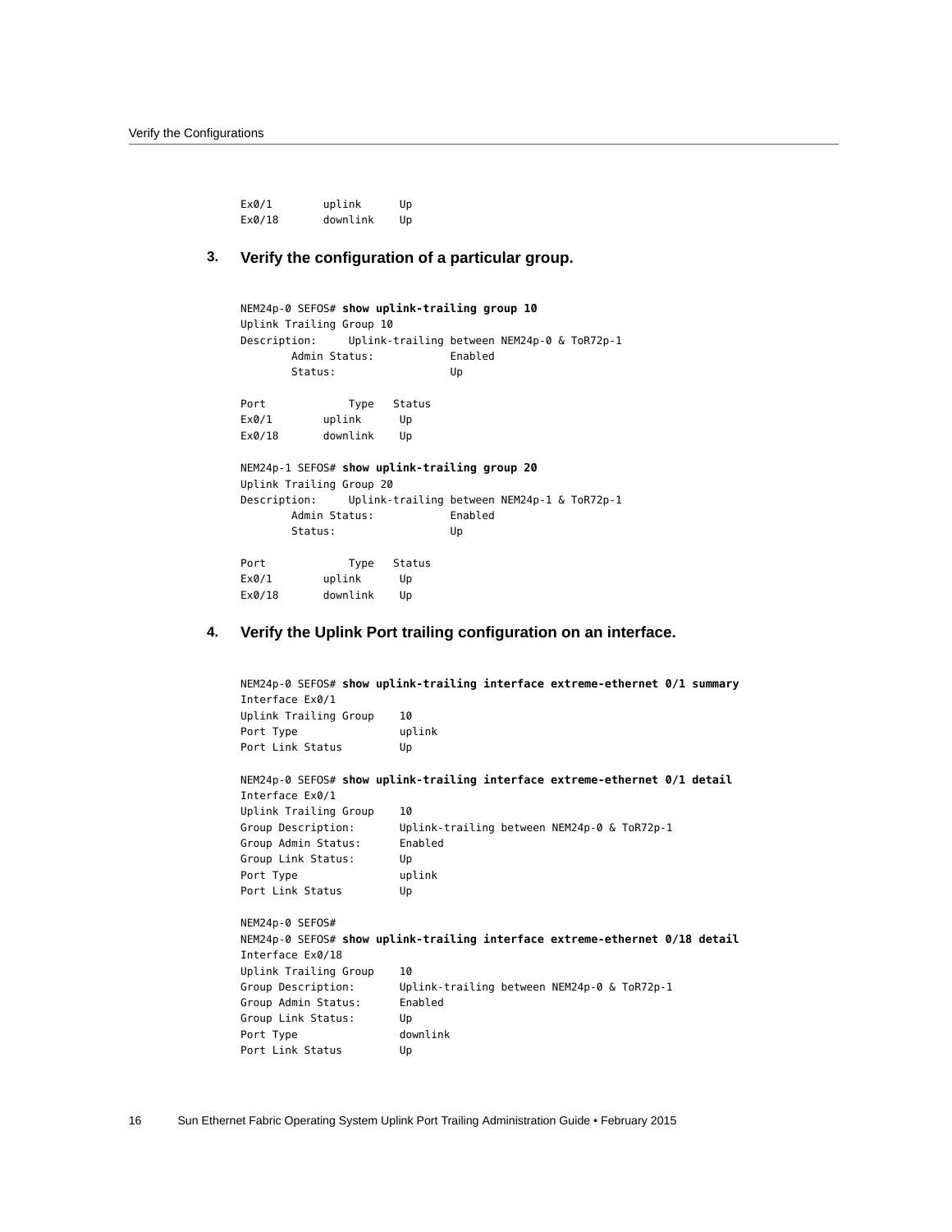```
Ex0/1        uplink      Up
Ex0/18       downlink    Up
```

3. **Verify the configuration of a particular group.**

```
NEM24p-0 SEFOS# show uplink-trailing group 10
Uplink Trailing Group 10
Description:     Uplink-trailing between NEM24p-0 & ToR72p-1
        Admin Status:            Enabled
        Status:                  Up

Port            Type   Status
Ex0/1        uplink      Up
Ex0/18       downlink    Up

NEM24p-1 SEFOS# show uplink-trailing group 20
Uplink Trailing Group 20
Description:     Uplink-trailing between NEM24p-1 & ToR72p-1
        Admin Status:            Enabled
        Status:                  Up

Port            Type   Status
Ex0/1        uplink      Up
Ex0/18       downlink    Up
```

4. **Verify the Uplink Port trailing configuration on an interface.**

```
NEM24p-0 SEFOS# show uplink-trailing interface extreme-ethernet 0/1 summary
Interface Ex0/1
Uplink Trailing Group    10
Port Type                uplink
Port Link Status         Up

NEM24p-0 SEFOS# show uplink-trailing interface extreme-ethernet 0/1 detail
Interface Ex0/1
Uplink Trailing Group    10
Group Description:       Uplink-trailing between NEM24p-0 & ToR72p-1
Group Admin Status:      Enabled
Group Link Status:       Up
Port Type                uplink
Port Link Status         Up

NEM24p-0 SEFOS#
NEM24p-0 SEFOS# show uplink-trailing interface extreme-ethernet 0/18 detail
Interface Ex0/18
Uplink Trailing Group    10
Group Description:       Uplink-trailing between NEM24p-0 & ToR72p-1
Group Admin Status:      Enabled
Group Link Status:       Up
Port Type                downlink
Port Link Status         Up
```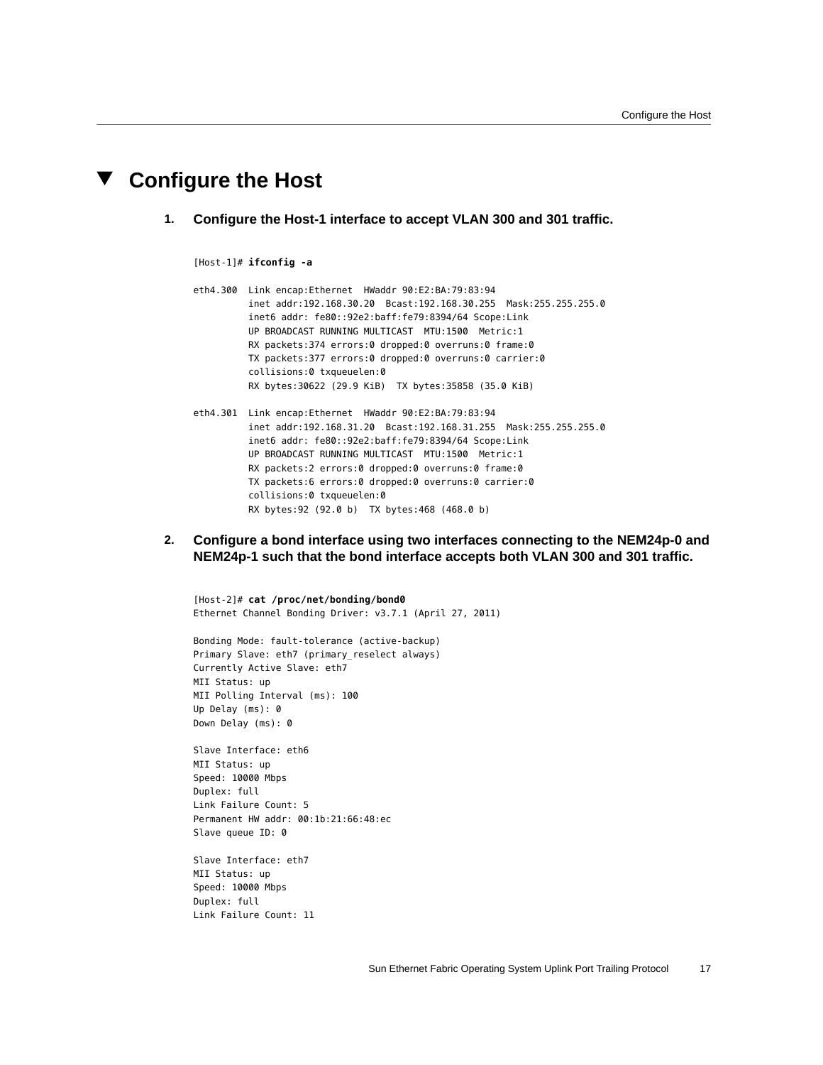# Configure the Host

1. **Configure the Host-1 interface to accept VLAN 300 and 301 traffic.**

```
[Host-1]# ifconfig -a

eth4.300  Link encap:Ethernet  HWaddr 90:E2:BA:79:83:94
          inet addr:192.168.30.20  Bcast:192.168.30.255  Mask:255.255.255.0
          inet6 addr: fe80::92e2:baff:fe79:8394/64 Scope:Link
          UP BROADCAST RUNNING MULTICAST  MTU:1500  Metric:1
          RX packets:374 errors:0 dropped:0 overruns:0 frame:0
          TX packets:377 errors:0 dropped:0 overruns:0 carrier:0
          collisions:0 txqueuelen:0
          RX bytes:30622 (29.9 KiB)  TX bytes:35858 (35.0 KiB)

eth4.301  Link encap:Ethernet  HWaddr 90:E2:BA:79:83:94
          inet addr:192.168.31.20  Bcast:192.168.31.255  Mask:255.255.255.0
          inet6 addr: fe80::92e2:baff:fe79:8394/64 Scope:Link
          UP BROADCAST RUNNING MULTICAST  MTU:1500  Metric:1
          RX packets:2 errors:0 dropped:0 overruns:0 frame:0
          TX packets:6 errors:0 dropped:0 overruns:0 carrier:0
          collisions:0 txqueuelen:0
          RX bytes:92 (92.0 b)  TX bytes:468 (468.0 b)
```

2. **Configure a bond interface using two interfaces connecting to the NEM24p-0 and NEM24p-1 such that the bond interface accepts both VLAN 300 and 301 traffic.**

```
[Host-2]# cat /proc/net/bonding/bond0
Ethernet Channel Bonding Driver: v3.7.1 (April 27, 2011)

Bonding Mode: fault-tolerance (active-backup)
Primary Slave: eth7 (primary_reselect always)
Currently Active Slave: eth7
MII Status: up
MII Polling Interval (ms): 100
Up Delay (ms): 0
Down Delay (ms): 0

Slave Interface: eth6
MII Status: up
Speed: 10000 Mbps
Duplex: full
Link Failure Count: 5
Permanent HW addr: 00:1b:21:66:48:ec
Slave queue ID: 0

Slave Interface: eth7
MII Status: up
Speed: 10000 Mbps
Duplex: full
Link Failure Count: 11
```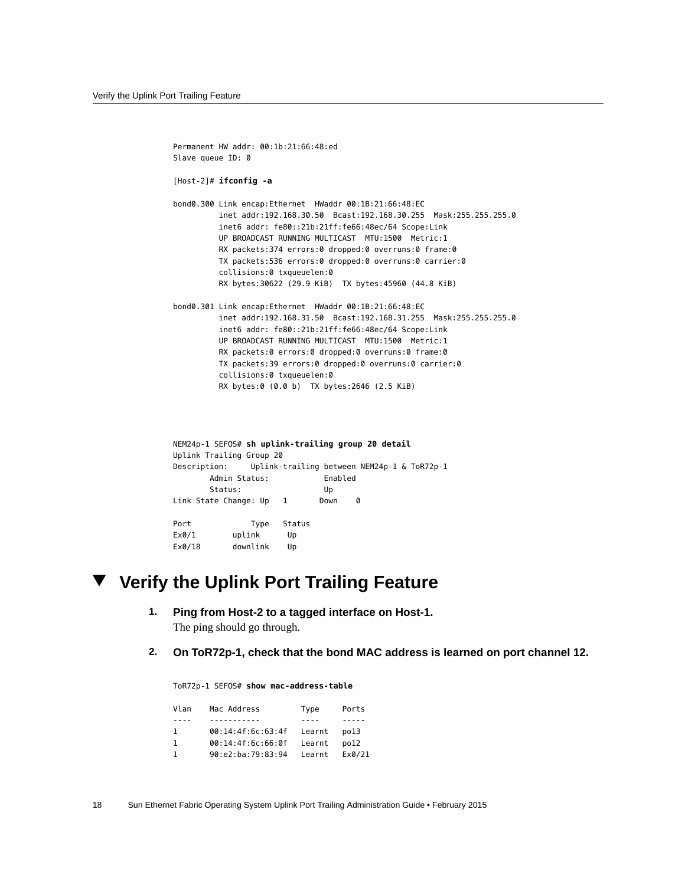```
Permanent HW addr: 00:1b:21:66:48:ed
Slave queue ID: 0

[Host-2]# ifconfig -a

bond0.300 Link encap:Ethernet  HWaddr 00:1B:21:66:48:EC
          inet addr:192.168.30.50  Bcast:192.168.30.255  Mask:255.255.255.0
          inet6 addr: fe80::21b:21ff:fe66:48ec/64 Scope:Link
          UP BROADCAST RUNNING MULTICAST  MTU:1500  Metric:1
          RX packets:374 errors:0 dropped:0 overruns:0 frame:0
          TX packets:536 errors:0 dropped:0 overruns:0 carrier:0
          collisions:0 txqueuelen:0
          RX bytes:30622 (29.9 KiB)  TX bytes:45960 (44.8 KiB)

bond0.301 Link encap:Ethernet  HWaddr 00:1B:21:66:48:EC
          inet addr:192.168.31.50  Bcast:192.168.31.255  Mask:255.255.255.0
          inet6 addr: fe80::21b:21ff:fe66:48ec/64 Scope:Link
          UP BROADCAST RUNNING MULTICAST  MTU:1500  Metric:1
          RX packets:0 errors:0 dropped:0 overruns:0 frame:0
          TX packets:39 errors:0 dropped:0 overruns:0 carrier:0
          collisions:0 txqueuelen:0
          RX bytes:0 (0.0 b)  TX bytes:2646 (2.5 KiB)



NEM24p-1 SEFOS# sh uplink-trailing group 20 detail
Uplink Trailing Group 20
Description:     Uplink-trailing between NEM24p-1 & ToR72p-1
        Admin Status:            Enabled
        Status:                  Up
Link State Change: Up   1       Down    0

Port            Type   Status
Ex0/1        uplink      Up
Ex0/18       downlink    Up
```

## Verify the Uplink Port Trailing Feature

1. **Ping from Host-2 to a tagged interface on Host-1.**
   
   The ping should go through.

2. **On ToR72p-1, check that the bond MAC address is learned on port channel 12.**

```
ToR72p-1 SEFOS# show mac-address-table

Vlan    Mac Address         Type     Ports
----    -----------         ----     -----
1       00:14:4f:6c:63:4f   Learnt   po13
1       00:14:4f:6c:66:0f   Learnt   po12
1       90:e2:ba:79:83:94   Learnt   Ex0/21
```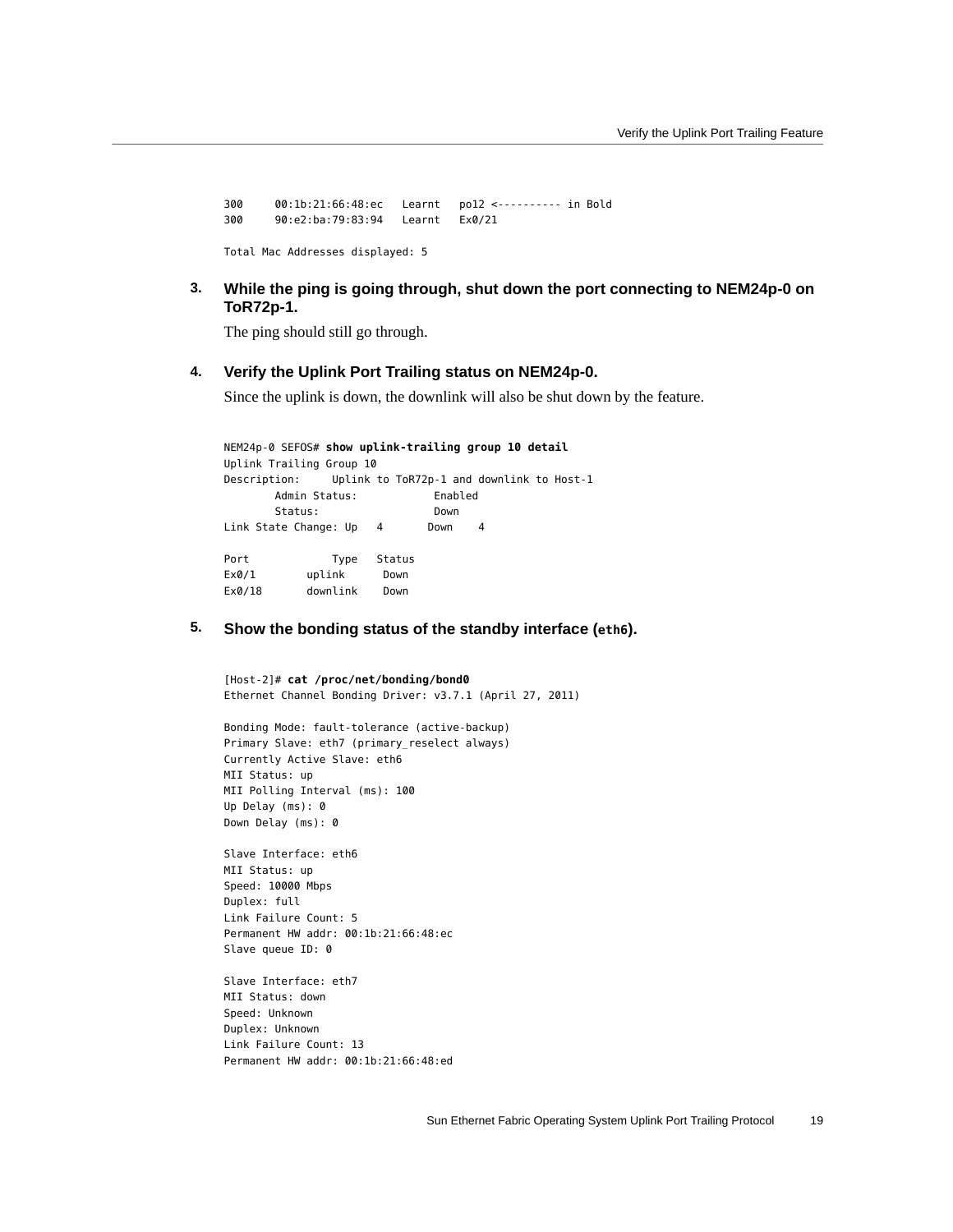```
300     00:1b:21:66:48:ec   Learnt   po12 <---------- in Bold
300     90:e2:ba:79:83:94   Learnt   Ex0/21

Total Mac Addresses displayed: 5
```

3. **While the ping is going through, shut down the port connecting to NEM24p-0 on ToR72p-1.**

   The ping should still go through.

4. **Verify the Uplink Port Trailing status on NEM24p-0.**

   Since the uplink is down, the downlink will also be shut down by the feature.

```
NEM24p-0 SEFOS# show uplink-trailing group 10 detail
Uplink Trailing Group 10
Description:     Uplink to ToR72p-1 and downlink to Host-1
        Admin Status:            Enabled
        Status:                  Down
Link State Change: Up   4       Down    4

Port            Type   Status
Ex0/1        uplink      Down
Ex0/18       downlink    Down
```

5. **Show the bonding status of the standby interface (`eth6`).**

```
[Host-2]# cat /proc/net/bonding/bond0
Ethernet Channel Bonding Driver: v3.7.1 (April 27, 2011)

Bonding Mode: fault-tolerance (active-backup)
Primary Slave: eth7 (primary_reselect always)
Currently Active Slave: eth6
MII Status: up
MII Polling Interval (ms): 100
Up Delay (ms): 0
Down Delay (ms): 0

Slave Interface: eth6
MII Status: up
Speed: 10000 Mbps
Duplex: full
Link Failure Count: 5
Permanent HW addr: 00:1b:21:66:48:ec
Slave queue ID: 0

Slave Interface: eth7
MII Status: down
Speed: Unknown
Duplex: Unknown
Link Failure Count: 13
Permanent HW addr: 00:1b:21:66:48:ed
```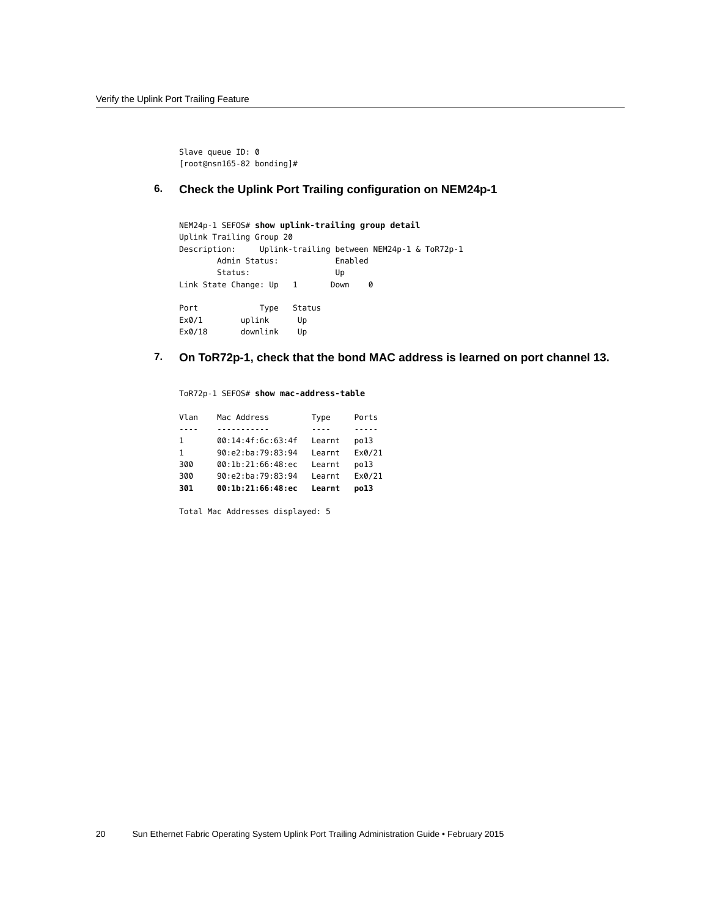```
Slave queue ID: 0
[root@nsn165-82 bonding]#
```

6. **Check the Uplink Port Trailing configuration on NEM24p-1**

```
NEM24p-1 SEFOS# show uplink-trailing group detail
Uplink Trailing Group 20
Description:     Uplink-trailing between NEM24p-1 & ToR72p-1
        Admin Status:            Enabled
        Status:                  Up
Link State Change: Up   1       Down    0

Port            Type   Status
Ex0/1       uplink      Up
Ex0/18      downlink    Up
```

7. **On ToR72p-1, check that the bond MAC address is learned on port channel 13.**

```
ToR72p-1 SEFOS# show mac-address-table

Vlan    Mac Address         Type     Ports
----    -----------         ----     -----
1       00:14:4f:6c:63:4f   Learnt   po13
1       90:e2:ba:79:83:94   Learnt   Ex0/21
300     00:1b:21:66:48:ec   Learnt   po13
300     90:e2:ba:79:83:94   Learnt   Ex0/21
301     00:1b:21:66:48:ec   Learnt   po13

Total Mac Addresses displayed: 5
```